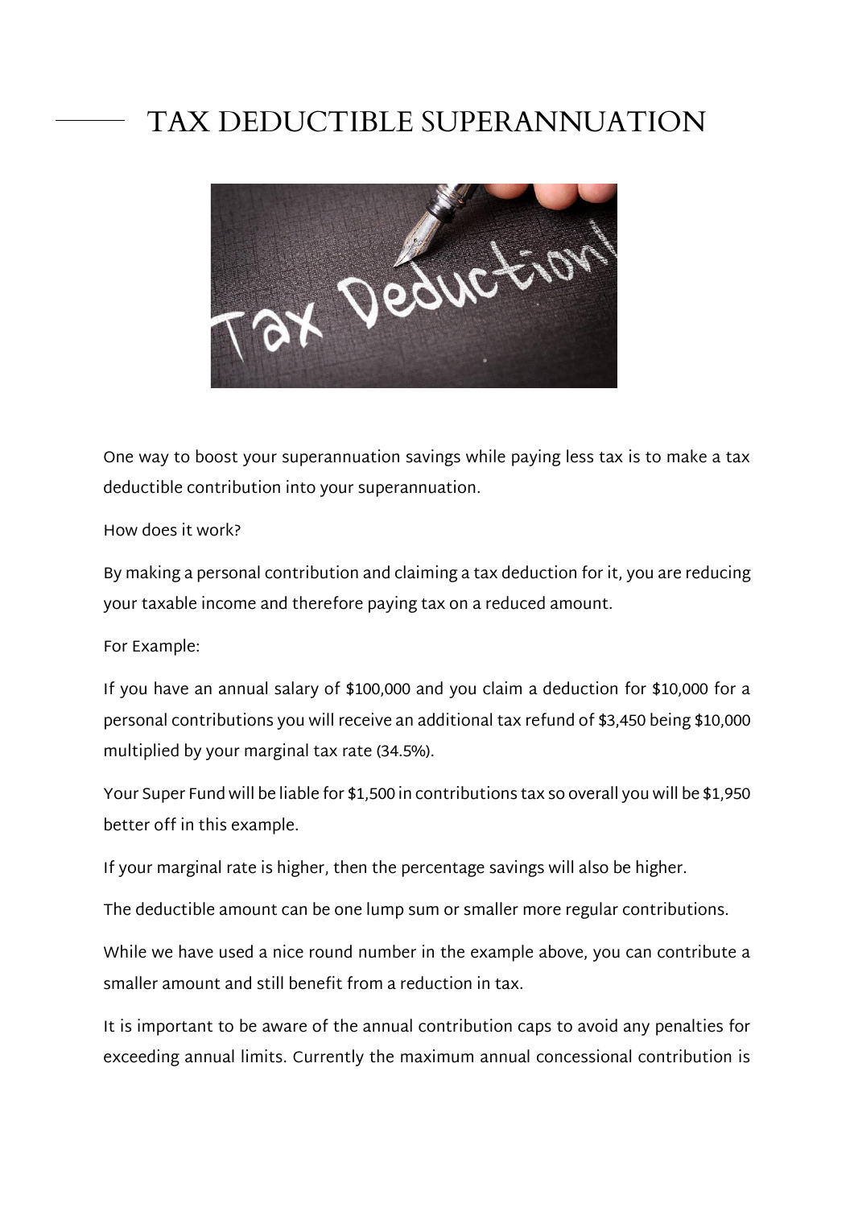# TAX DEDUCTIBLE SUPERANNUATION

One way to boost your superannuation savings while paying less tax is to make a tax deductible contribution into your superannuation.

How does it work?

By making a personal contribution and claiming a tax deduction for it, you are reducing your taxable income and therefore paying tax on a reduced amount.

For Example:

If you have an annual salary of $100,000 and you claim a deduction for $10,000 for a personal contributions you will receive an additional tax refund of $3,450 being $10,000 multiplied by your marginal tax rate (34.5%).

Your Super Fund will be liable for $1,500 in contributions tax so overall you will be $1,950 better off in this example.

If your marginal rate is higher, then the percentage savings will also be higher.

The deductible amount can be one lump sum or smaller more regular contributions.

While we have used a nice round number in the example above, you can contribute a smaller amount and still benefit from a reduction in tax.

It is important to be aware of the annual contribution caps to avoid any penalties for exceeding annual limits. Currently the maximum annual concessional contribution is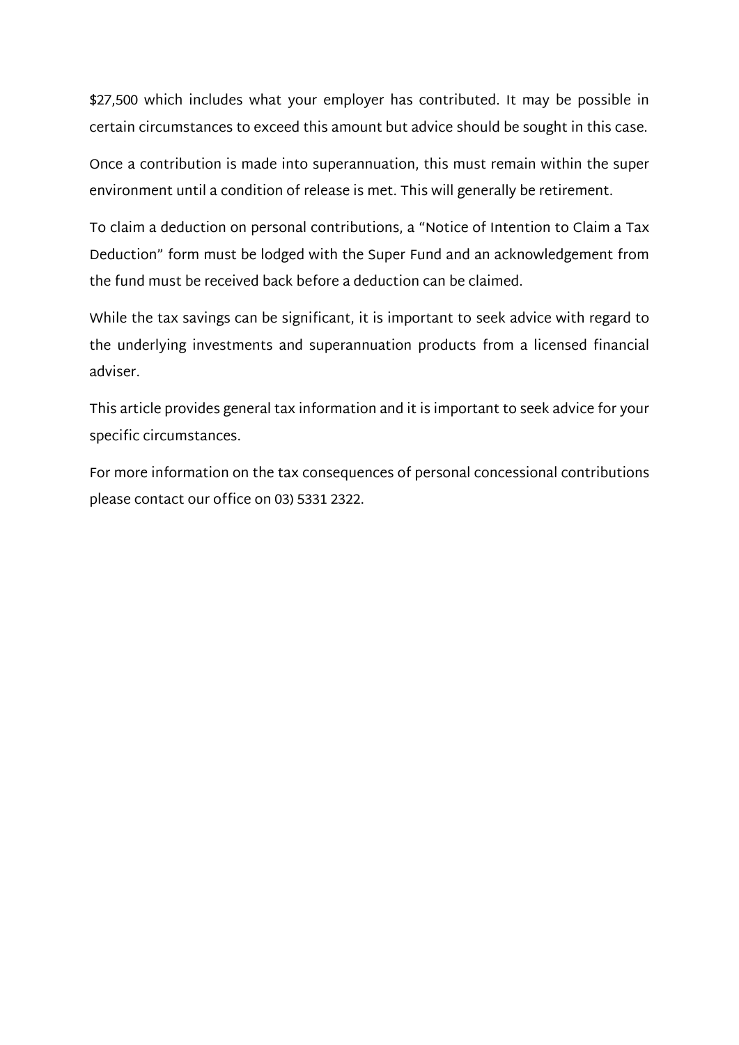$27,500 which includes what your employer has contributed. It may be possible in certain circumstances to exceed this amount but advice should be sought in this case.

Once a contribution is made into superannuation, this must remain within the super environment until a condition of release is met. This will generally be retirement.

To claim a deduction on personal contributions, a "Notice of Intention to Claim a Tax Deduction" form must be lodged with the Super Fund and an acknowledgement from the fund must be received back before a deduction can be claimed.

While the tax savings can be significant, it is important to seek advice with regard to the underlying investments and superannuation products from a licensed financial adviser.

This article provides general tax information and it is important to seek advice for your specific circumstances.

For more information on the tax consequences of personal concessional contributions please contact our office on 03) 5331 2322.